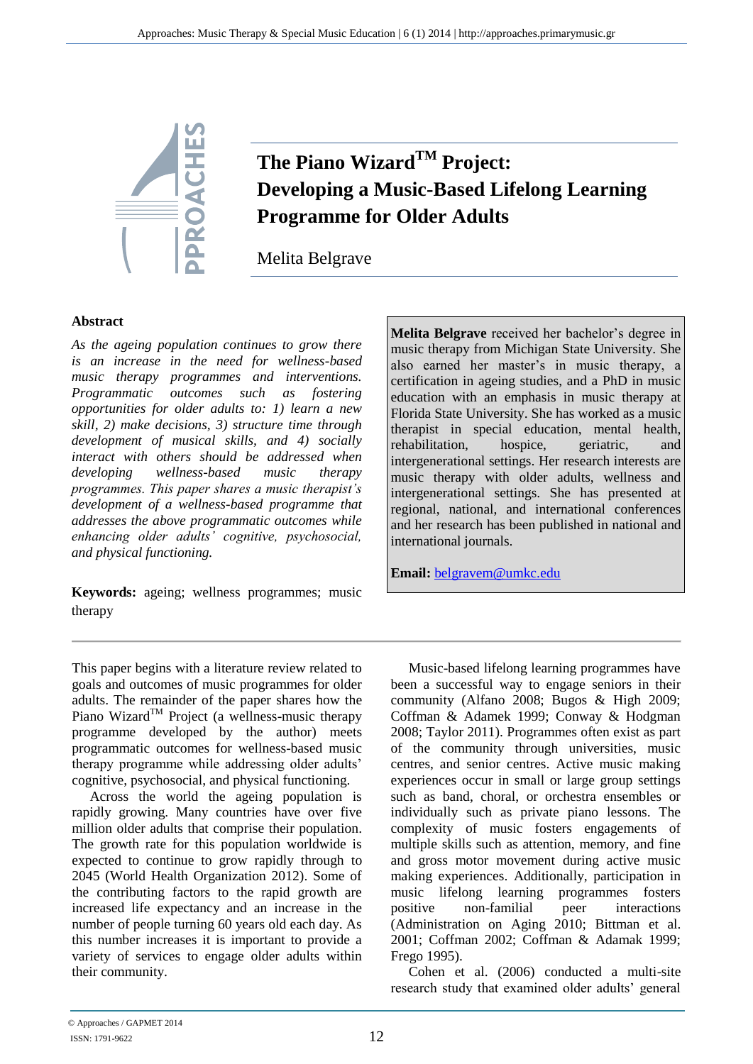# The Piano Wizard™ Project: Developing a Music-Based Lifelong Learning Programme for Older Adults

Melita Belgrave

## Abstract

*As the ageing population continues to grow there is an increase in the need for wellness-based music therapy programmes and interventions. Programmatic outcomes such as fostering opportunities for older adults to: 1) learn a new skill, 2) make decisions, 3) structure time through development of musical skills, and 4) socially interact with others should be addressed when developing wellness-based music therapy programmes. This paper shares a music therapist's development of a wellness-based programme that addresses the above programmatic outcomes while enhancing older adults' cognitive, psychosocial, and physical functioning.*

**Keywords:** ageing; wellness programmes; music therapy

**Melita Belgrave** received her bachelor's degree in music therapy from Michigan State University. She also earned her master's in music therapy, a certification in ageing studies, and a PhD in music education with an emphasis in music therapy at Florida State University. She has worked as a music therapist in special education, mental health, rehabilitation, hospice, geriatric, and intergenerational settings. Her research interests are music therapy with older adults, wellness and intergenerational settings. She has presented at regional, national, and international conferences and her research has been published in national and international journals.

**Email:** belgravem@umkc.edu

---

This paper begins with a literature review related to goals and outcomes of music programmes for older adults. The remainder of the paper shares how the Piano Wizard™ Project (a wellness-music therapy programme developed by the author) meets programmatic outcomes for wellness-based music therapy programme while addressing older adults' cognitive, psychosocial, and physical functioning.

Across the world the ageing population is rapidly growing. Many countries have over five million older adults that comprise their population. The growth rate for this population worldwide is expected to continue to grow rapidly through to 2045 (World Health Organization 2012). Some of the contributing factors to the rapid growth are increased life expectancy and an increase in the number of people turning 60 years old each day. As this number increases it is important to provide a variety of services to engage older adults within their community.

Music-based lifelong learning programmes have been a successful way to engage seniors in their community (Alfano 2008; Bugos & High 2009; Coffman & Adamek 1999; Conway & Hodgman 2008; Taylor 2011). Programmes often exist as part of the community through universities, music centres, and senior centres. Active music making experiences occur in small or large group settings such as band, choral, or orchestra ensembles or individually such as private piano lessons. The complexity of music fosters engagements of multiple skills such as attention, memory, and fine and gross motor movement during active music making experiences. Additionally, participation in music lifelong learning programmes fosters positive non-familial peer interactions (Administration on Aging 2010; Bittman et al. 2001; Coffman 2002; Coffman & Adamak 1999; Frego 1995).

Cohen et al. (2006) conducted a multi-site research study that examined older adults' general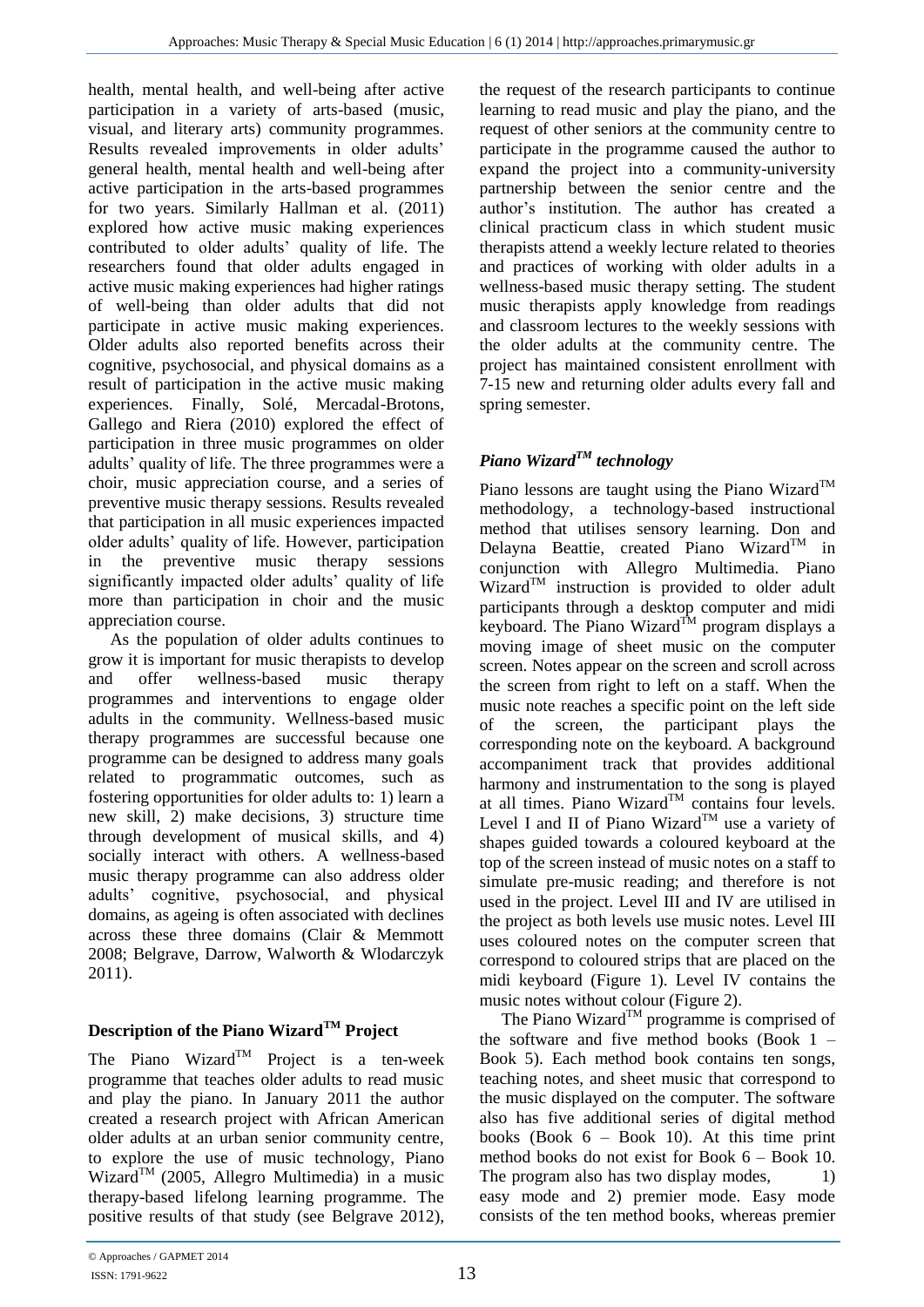health, mental health, and well-being after active participation in a variety of arts-based (music, visual, and literary arts) community programmes. Results revealed improvements in older adults' general health, mental health and well-being after active participation in the arts-based programmes for two years. Similarly Hallman et al. (2011) explored how active music making experiences contributed to older adults' quality of life. The researchers found that older adults engaged in active music making experiences had higher ratings of well-being than older adults that did not participate in active music making experiences. Older adults also reported benefits across their cognitive, psychosocial, and physical domains as a result of participation in the active music making experiences. Finally, Solé, Mercadal-Brotons, Gallego and Riera (2010) explored the effect of participation in three music programmes on older adults' quality of life. The three programmes were a choir, music appreciation course, and a series of preventive music therapy sessions. Results revealed that participation in all music experiences impacted older adults' quality of life. However, participation in the preventive music therapy sessions significantly impacted older adults' quality of life more than participation in choir and the music appreciation course.

As the population of older adults continues to grow it is important for music therapists to develop and offer wellness-based music therapy programmes and interventions to engage older adults in the community. Wellness-based music therapy programmes are successful because one programme can be designed to address many goals related to programmatic outcomes, such as fostering opportunities for older adults to: 1) learn a new skill, 2) make decisions, 3) structure time through development of musical skills, and 4) socially interact with others. A wellness-based music therapy programme can also address older adults' cognitive, psychosocial, and physical domains, as ageing is often associated with declines across these three domains (Clair & Memmott 2008; Belgrave, Darrow, Walworth & Wlodarczyk 2011).

## Description of the Piano Wizard™ Project

The Piano Wizard™ Project is a ten-week programme that teaches older adults to read music and play the piano. In January 2011 the author created a research project with African American older adults at an urban senior community centre, to explore the use of music technology, Piano Wizard™ (2005, Allegro Multimedia) in a music therapy-based lifelong learning programme. The positive results of that study (see Belgrave 2012), the request of the research participants to continue learning to read music and play the piano, and the request of other seniors at the community centre to participate in the programme caused the author to expand the project into a community-university partnership between the senior centre and the author's institution. The author has created a clinical practicum class in which student music therapists attend a weekly lecture related to theories and practices of working with older adults in a wellness-based music therapy setting. The student music therapists apply knowledge from readings and classroom lectures to the weekly sessions with the older adults at the community centre. The project has maintained consistent enrollment with 7-15 new and returning older adults every fall and spring semester.

### *Piano Wizard™ technology*

Piano lessons are taught using the Piano Wizard™ methodology, a technology-based instructional method that utilises sensory learning. Don and Delayna Beattie, created Piano Wizard™ in conjunction with Allegro Multimedia. Piano Wizard™ instruction is provided to older adult participants through a desktop computer and midi keyboard. The Piano Wizard™ program displays a moving image of sheet music on the computer screen. Notes appear on the screen and scroll across the screen from right to left on a staff. When the music note reaches a specific point on the left side of the screen, the participant plays the corresponding note on the keyboard. A background accompaniment track that provides additional harmony and instrumentation to the song is played at all times. Piano Wizard™ contains four levels. Level I and II of Piano Wizard™ use a variety of shapes guided towards a coloured keyboard at the top of the screen instead of music notes on a staff to simulate pre-music reading; and therefore is not used in the project. Level III and IV are utilised in the project as both levels use music notes. Level III uses coloured notes on the computer screen that correspond to coloured strips that are placed on the midi keyboard (Figure 1). Level IV contains the music notes without colour (Figure 2).

The Piano Wizard™ programme is comprised of the software and five method books (Book 1 – Book 5). Each method book contains ten songs, teaching notes, and sheet music that correspond to the music displayed on the computer. The software also has five additional series of digital method books (Book 6 – Book 10). At this time print method books do not exist for Book 6 – Book 10. The program also has two display modes, 1) easy mode and 2) premier mode. Easy mode consists of the ten method books, whereas premier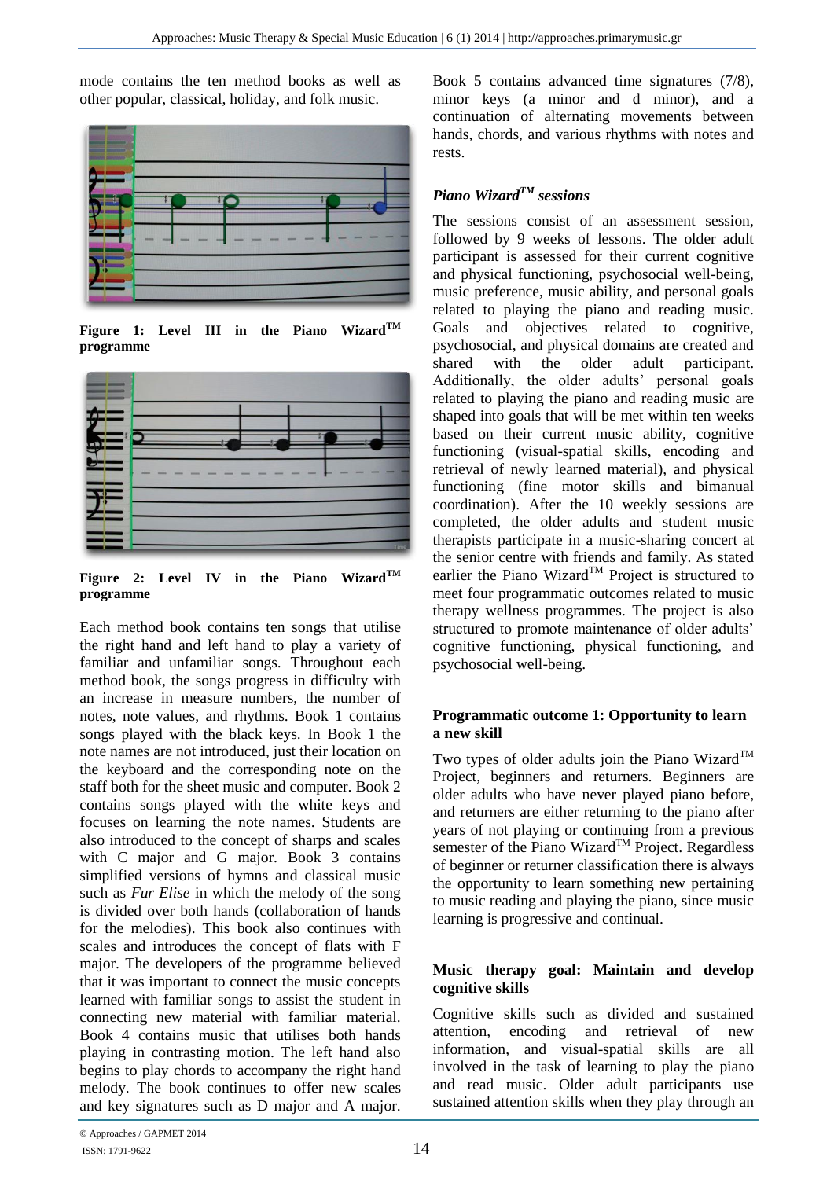mode contains the ten method books as well as other popular, classical, holiday, and folk music.

**Figure 1: Level III in the Piano Wizard™ programme**

**Figure 2: Level IV in the Piano Wizard™ programme**

Each method book contains ten songs that utilise the right hand and left hand to play a variety of familiar and unfamiliar songs. Throughout each method book, the songs progress in difficulty with an increase in measure numbers, the number of notes, note values, and rhythms. Book 1 contains songs played with the black keys. In Book 1 the note names are not introduced, just their location on the keyboard and the corresponding note on the staff both for the sheet music and computer. Book 2 contains songs played with the white keys and focuses on learning the note names. Students are also introduced to the concept of sharps and scales with C major and G major. Book 3 contains simplified versions of hymns and classical music such as *Fur Elise* in which the melody of the song is divided over both hands (collaboration of hands for the melodies). This book also continues with scales and introduces the concept of flats with F major. The developers of the programme believed that it was important to connect the music concepts learned with familiar songs to assist the student in connecting new material with familiar material. Book 4 contains music that utilises both hands playing in contrasting motion. The left hand also begins to play chords to accompany the right hand melody. The book continues to offer new scales and key signatures such as D major and A major. Book 5 contains advanced time signatures (7/8), minor keys (a minor and d minor), and a continuation of alternating movements between hands, chords, and various rhythms with notes and rests.

### *Piano Wizard™ sessions*

The sessions consist of an assessment session, followed by 9 weeks of lessons. The older adult participant is assessed for their current cognitive and physical functioning, psychosocial well-being, music preference, music ability, and personal goals related to playing the piano and reading music. Goals and objectives related to cognitive, psychosocial, and physical domains are created and shared with the older adult participant. Additionally, the older adults' personal goals related to playing the piano and reading music are shaped into goals that will be met within ten weeks based on their current music ability, cognitive functioning (visual-spatial skills, encoding and retrieval of newly learned material), and physical functioning (fine motor skills and bimanual coordination). After the 10 weekly sessions are completed, the older adults and student music therapists participate in a music-sharing concert at the senior centre with friends and family. As stated earlier the Piano Wizard™ Project is structured to meet four programmatic outcomes related to music therapy wellness programmes. The project is also structured to promote maintenance of older adults' cognitive functioning, physical functioning, and psychosocial well-being.

#### **Programmatic outcome 1: Opportunity to learn a new skill**

Two types of older adults join the Piano Wizard™ Project, beginners and returners. Beginners are older adults who have never played piano before, and returners are either returning to the piano after years of not playing or continuing from a previous semester of the Piano Wizard™ Project. Regardless of beginner or returner classification there is always the opportunity to learn something new pertaining to music reading and playing the piano, since music learning is progressive and continual.

#### **Music therapy goal: Maintain and develop cognitive skills**

Cognitive skills such as divided and sustained attention, encoding and retrieval of new information, and visual-spatial skills are all involved in the task of learning to play the piano and read music. Older adult participants use sustained attention skills when they play through an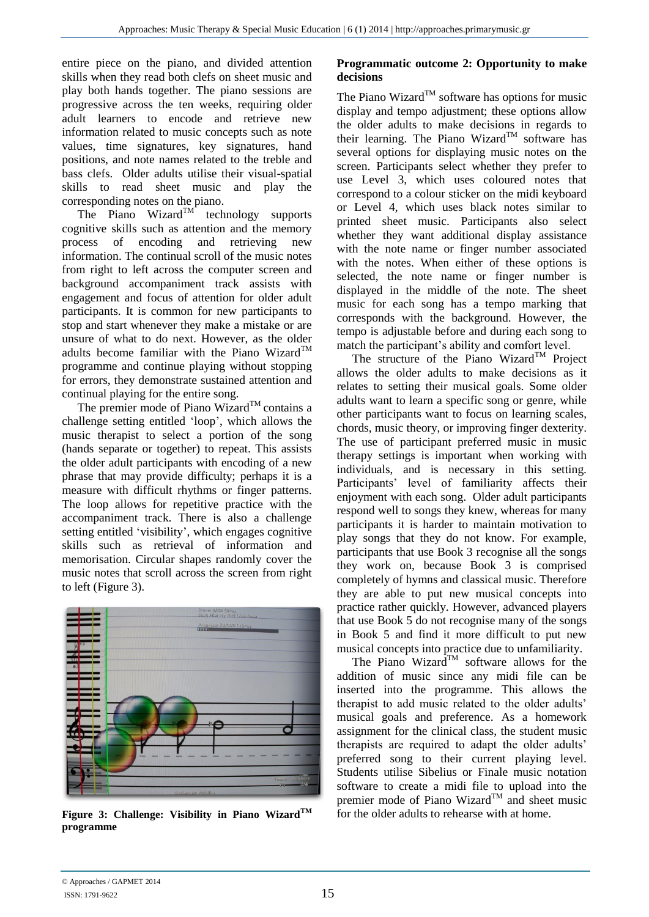entire piece on the piano, and divided attention skills when they read both clefs on sheet music and play both hands together. The piano sessions are progressive across the ten weeks, requiring older adult learners to encode and retrieve new information related to music concepts such as note values, time signatures, key signatures, hand positions, and note names related to the treble and bass clefs. Older adults utilise their visual-spatial skills to read sheet music and play the corresponding notes on the piano.

The Piano Wizard™ technology supports cognitive skills such as attention and the memory process of encoding and retrieving new information. The continual scroll of the music notes from right to left across the computer screen and background accompaniment track assists with engagement and focus of attention for older adult participants. It is common for new participants to stop and start whenever they make a mistake or are unsure of what to do next. However, as the older adults become familiar with the Piano Wizard™ programme and continue playing without stopping for errors, they demonstrate sustained attention and continual playing for the entire song.

The premier mode of Piano Wizard™ contains a challenge setting entitled 'loop', which allows the music therapist to select a portion of the song (hands separate or together) to repeat. This assists the older adult participants with encoding of a new phrase that may provide difficulty; perhaps it is a measure with difficult rhythms or finger patterns. The loop allows for repetitive practice with the accompaniment track. There is also a challenge setting entitled 'visibility', which engages cognitive skills such as retrieval of information and memorisation. Circular shapes randomly cover the music notes that scroll across the screen from right to left (Figure 3).

**Figure 3: Challenge: Visibility in Piano Wizard™ programme**

**Programmatic outcome 2: Opportunity to make decisions**

The Piano Wizard™ software has options for music display and tempo adjustment; these options allow the older adults to make decisions in regards to their learning. The Piano Wizard™ software has several options for displaying music notes on the screen. Participants select whether they prefer to use Level 3, which uses coloured notes that correspond to a colour sticker on the midi keyboard or Level 4, which uses black notes similar to printed sheet music. Participants also select whether they want additional display assistance with the note name or finger number associated with the notes. When either of these options is selected, the note name or finger number is displayed in the middle of the note. The sheet music for each song has a tempo marking that corresponds with the background. However, the tempo is adjustable before and during each song to match the participant's ability and comfort level.

The structure of the Piano Wizard™ Project allows the older adults to make decisions as it relates to setting their musical goals. Some older adults want to learn a specific song or genre, while other participants want to focus on learning scales, chords, music theory, or improving finger dexterity. The use of participant preferred music in music therapy settings is important when working with individuals, and is necessary in this setting. Participants' level of familiarity affects their enjoyment with each song. Older adult participants respond well to songs they knew, whereas for many participants it is harder to maintain motivation to play songs that they do not know. For example, participants that use Book 3 recognise all the songs they work on, because Book 3 is comprised completely of hymns and classical music. Therefore they are able to put new musical concepts into practice rather quickly. However, advanced players that use Book 5 do not recognise many of the songs in Book 5 and find it more difficult to put new musical concepts into practice due to unfamiliarity.

The Piano Wizard™ software allows for the addition of music since any midi file can be inserted into the programme. This allows the therapist to add music related to the older adults' musical goals and preference. As a homework assignment for the clinical class, the student music therapists are required to adapt the older adults' preferred song to their current playing level. Students utilise Sibelius or Finale music notation software to create a midi file to upload into the premier mode of Piano Wizard™ and sheet music for the older adults to rehearse with at home.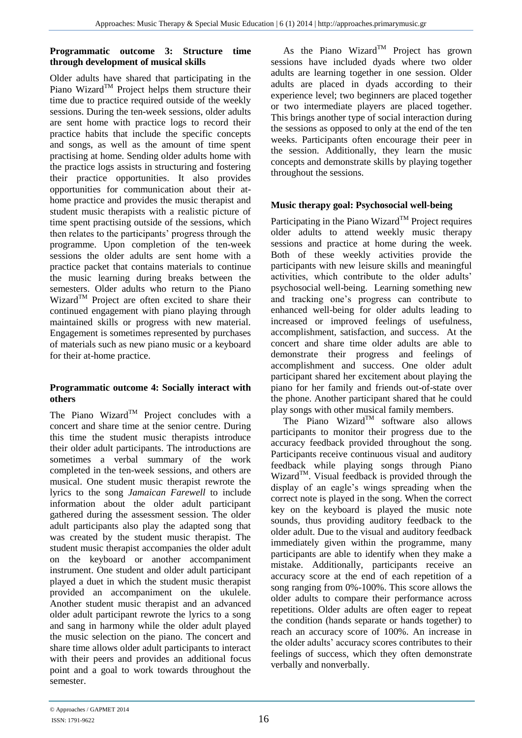**Programmatic outcome 3: Structure time through development of musical skills**

Older adults have shared that participating in the Piano Wizard™ Project helps them structure their time due to practice required outside of the weekly sessions. During the ten-week sessions, older adults are sent home with practice logs to record their practice habits that include the specific concepts and songs, as well as the amount of time spent practising at home. Sending older adults home with the practice logs assists in structuring and fostering their practice opportunities. It also provides opportunities for communication about their at-home practice and provides the music therapist and student music therapists with a realistic picture of time spent practising outside of the sessions, which then relates to the participants' progress through the programme. Upon completion of the ten-week sessions the older adults are sent home with a practice packet that contains materials to continue the music learning during breaks between the semesters. Older adults who return to the Piano Wizard™ Project are often excited to share their continued engagement with piano playing through maintained skills or progress with new material. Engagement is sometimes represented by purchases of materials such as new piano music or a keyboard for their at-home practice.

**Programmatic outcome 4: Socially interact with others**

The Piano Wizard™ Project concludes with a concert and share time at the senior centre. During this time the student music therapists introduce their older adult participants. The introductions are sometimes a verbal summary of the work completed in the ten-week sessions, and others are musical. One student music therapist rewrote the lyrics to the song *Jamaican Farewell* to include information about the older adult participant gathered during the assessment session. The older adult participants also play the adapted song that was created by the student music therapist. The student music therapist accompanies the older adult on the keyboard or another accompaniment instrument. One student and older adult participant played a duet in which the student music therapist provided an accompaniment on the ukulele. Another student music therapist and an advanced older adult participant rewrote the lyrics to a song and sang in harmony while the older adult played the music selection on the piano. The concert and share time allows older adult participants to interact with their peers and provides an additional focus point and a goal to work towards throughout the semester.

As the Piano Wizard™ Project has grown sessions have included dyads where two older adults are learning together in one session. Older adults are placed in dyads according to their experience level; two beginners are placed together or two intermediate players are placed together. This brings another type of social interaction during the sessions as opposed to only at the end of the ten weeks. Participants often encourage their peer in the session. Additionally, they learn the music concepts and demonstrate skills by playing together throughout the sessions.

**Music therapy goal: Psychosocial well-being**

Participating in the Piano Wizard™ Project requires older adults to attend weekly music therapy sessions and practice at home during the week. Both of these weekly activities provide the participants with new leisure skills and meaningful activities, which contribute to the older adults' psychosocial well-being. Learning something new and tracking one's progress can contribute to enhanced well-being for older adults leading to increased or improved feelings of usefulness, accomplishment, satisfaction, and success. At the concert and share time older adults are able to demonstrate their progress and feelings of accomplishment and success. One older adult participant shared her excitement about playing the piano for her family and friends out-of-state over the phone. Another participant shared that he could play songs with other musical family members.

The Piano Wizard™ software also allows participants to monitor their progress due to the accuracy feedback provided throughout the song. Participants receive continuous visual and auditory feedback while playing songs through Piano Wizard™. Visual feedback is provided through the display of an eagle's wings spreading when the correct note is played in the song. When the correct key on the keyboard is played the music note sounds, thus providing auditory feedback to the older adult. Due to the visual and auditory feedback immediately given within the programme, many participants are able to identify when they make a mistake. Additionally, participants receive an accuracy score at the end of each repetition of a song ranging from 0%-100%. This score allows the older adults to compare their performance across repetitions. Older adults are often eager to repeat the condition (hands separate or hands together) to reach an accuracy score of 100%. An increase in the older adults' accuracy scores contributes to their feelings of success, which they often demonstrate verbally and nonverbally.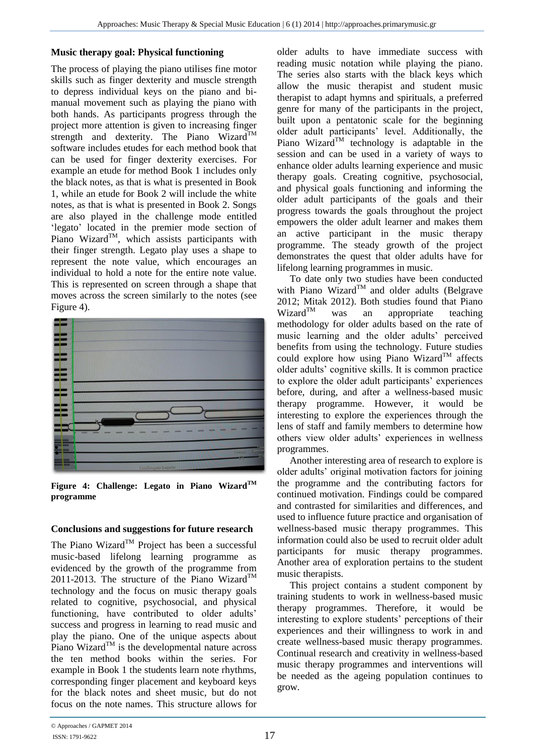**Music therapy goal: Physical functioning**

The process of playing the piano utilises fine motor skills such as finger dexterity and muscle strength to depress individual keys on the piano and bi-manual movement such as playing the piano with both hands. As participants progress through the project more attention is given to increasing finger strength and dexterity. The Piano Wizard$^{TM}$ software includes etudes for each method book that can be used for finger dexterity exercises. For example an etude for method Book 1 includes only the black notes, as that is what is presented in Book 1, while an etude for Book 2 will include the white notes, as that is what is presented in Book 2. Songs are also played in the challenge mode entitled 'legato' located in the premier mode section of Piano Wizard$^{TM}$, which assists participants with their finger strength. Legato play uses a shape to represent the note value, which encourages an individual to hold a note for the entire note value. This is represented on screen through a shape that moves across the screen similarly to the notes (see Figure 4).

**Figure 4: Challenge: Legato in Piano Wizard$^{TM}$ programme**

**Conclusions and suggestions for future research**

The Piano Wizard$^{TM}$ Project has been a successful music-based lifelong learning programme as evidenced by the growth of the programme from 2011-2013. The structure of the Piano Wizard$^{TM}$ technology and the focus on music therapy goals related to cognitive, psychosocial, and physical functioning, have contributed to older adults' success and progress in learning to read music and play the piano. One of the unique aspects about Piano Wizard$^{TM}$ is the developmental nature across the ten method books within the series. For example in Book 1 the students learn note rhythms, corresponding finger placement and keyboard keys for the black notes and sheet music, but do not focus on the note names. This structure allows for older adults to have immediate success with reading music notation while playing the piano. The series also starts with the black keys which allow the music therapist and student music therapist to adapt hymns and spirituals, a preferred genre for many of the participants in the project, built upon a pentatonic scale for the beginning older adult participants' level. Additionally, the Piano Wizard$^{TM}$ technology is adaptable in the session and can be used in a variety of ways to enhance older adults learning experience and music therapy goals. Creating cognitive, psychosocial, and physical goals functioning and informing the older adult participants of the goals and their progress towards the goals throughout the project empowers the older adult learner and makes them an active participant in the music therapy programme. The steady growth of the project demonstrates the quest that older adults have for lifelong learning programmes in music.

To date only two studies have been conducted with Piano Wizard$^{TM}$ and older adults (Belgrave 2012; Mitak 2012). Both studies found that Piano Wizard$^{TM}$ was an appropriate teaching methodology for older adults based on the rate of music learning and the older adults' perceived benefits from using the technology. Future studies could explore how using Piano Wizard$^{TM}$ affects older adults' cognitive skills. It is common practice to explore the older adult participants' experiences before, during, and after a wellness-based music therapy programme. However, it would be interesting to explore the experiences through the lens of staff and family members to determine how others view older adults' experiences in wellness programmes.

Another interesting area of research to explore is older adults' original motivation factors for joining the programme and the contributing factors for continued motivation. Findings could be compared and contrasted for similarities and differences, and used to influence future practice and organisation of wellness-based music therapy programmes. This information could also be used to recruit older adult participants for music therapy programmes. Another area of exploration pertains to the student music therapists.

This project contains a student component by training students to work in wellness-based music therapy programmes. Therefore, it would be interesting to explore students' perceptions of their experiences and their willingness to work in and create wellness-based music therapy programmes. Continual research and creativity in wellness-based music therapy programmes and interventions will be needed as the ageing population continues to grow.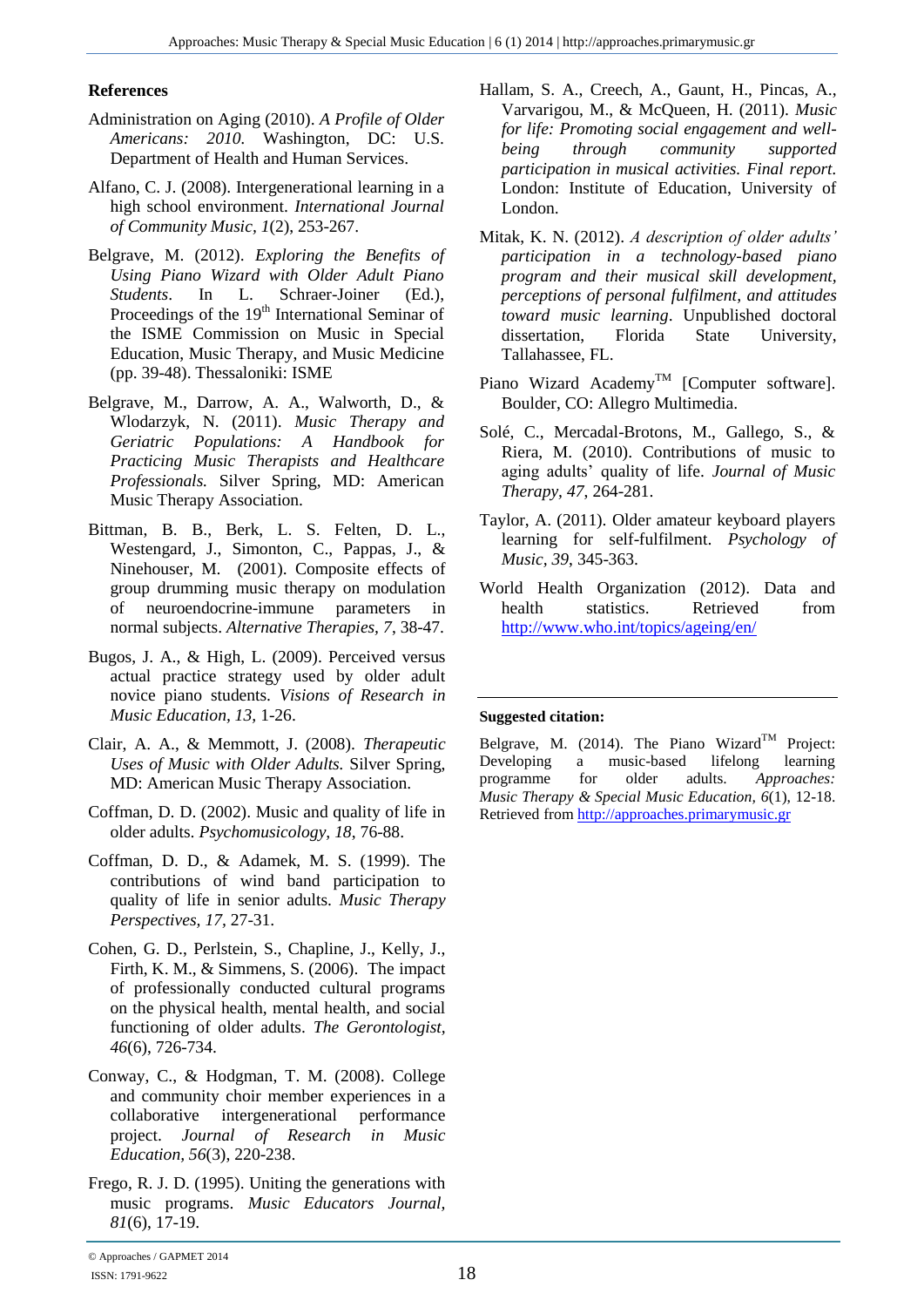## References

Administration on Aging (2010). *A Profile of Older Americans: 2010*. Washington, DC: U.S. Department of Health and Human Services.

Alfano, C. J. (2008). Intergenerational learning in a high school environment. *International Journal of Community Music, 1*(2), 253-267.

Belgrave, M. (2012). *Exploring the Benefits of Using Piano Wizard with Older Adult Piano Students*. In L. Schraer-Joiner (Ed.), Proceedings of the 19th International Seminar of the ISME Commission on Music in Special Education, Music Therapy, and Music Medicine (pp. 39-48). Thessaloniki: ISME

Belgrave, M., Darrow, A. A., Walworth, D., & Wlodarzyk, N. (2011). *Music Therapy and Geriatric Populations: A Handbook for Practicing Music Therapists and Healthcare Professionals.* Silver Spring, MD: American Music Therapy Association.

Bittman, B. B., Berk, L. S. Felten, D. L., Westengard, J., Simonton, C., Pappas, J., & Ninehouser, M. (2001). Composite effects of group drumming music therapy on modulation of neuroendocrine-immune parameters in normal subjects. *Alternative Therapies, 7*, 38-47.

Bugos, J. A., & High, L. (2009). Perceived versus actual practice strategy used by older adult novice piano students. *Visions of Research in Music Education, 13*, 1-26.

Clair, A. A., & Memmott, J. (2008). *Therapeutic Uses of Music with Older Adults.* Silver Spring, MD: American Music Therapy Association.

Coffman, D. D. (2002). Music and quality of life in older adults. *Psychomusicology, 18*, 76-88.

Coffman, D. D., & Adamek, M. S. (1999). The contributions of wind band participation to quality of life in senior adults. *Music Therapy Perspectives, 17*, 27-31.

Cohen, G. D., Perlstein, S., Chapline, J., Kelly, J., Firth, K. M., & Simmens, S. (2006). The impact of professionally conducted cultural programs on the physical health, mental health, and social functioning of older adults. *The Gerontologist, 46*(6), 726-734.

Conway, C., & Hodgman, T. M. (2008). College and community choir member experiences in a collaborative intergenerational performance project. *Journal of Research in Music Education, 56*(3), 220-238.

Frego, R. J. D. (1995). Uniting the generations with music programs. *Music Educators Journal, 81*(6), 17-19.

Hallam, S. A., Creech, A., Gaunt, H., Pincas, A., Varvarigou, M., & McQueen, H. (2011). *Music for life: Promoting social engagement and well-being through community supported participation in musical activities. Final report.* London: Institute of Education, University of London.

Mitak, K. N. (2012). *A description of older adults' participation in a technology-based piano program and their musical skill development, perceptions of personal fulfilment, and attitudes toward music learning*. Unpublished doctoral dissertation, Florida State University, Tallahassee, FL.

Piano Wizard Academy™ [Computer software]. Boulder, CO: Allegro Multimedia.

Solé, C., Mercadal-Brotons, M., Gallego, S., & Riera, M. (2010). Contributions of music to aging adults' quality of life. *Journal of Music Therapy, 47*, 264-281.

Taylor, A. (2011). Older amateur keyboard players learning for self-fulfilment. *Psychology of Music, 39*, 345-363.

World Health Organization (2012). Data and health statistics. Retrieved from http://www.who.int/topics/ageing/en/

---

**Suggested citation:**

Belgrave, M. (2014). The Piano Wizard™ Project: Developing a music-based lifelong learning programme for older adults. *Approaches: Music Therapy & Special Music Education, 6*(1), 12-18. Retrieved from http://approaches.primarymusic.gr

© Approaches / GAPMET 2014
ISSN: 1791-9622